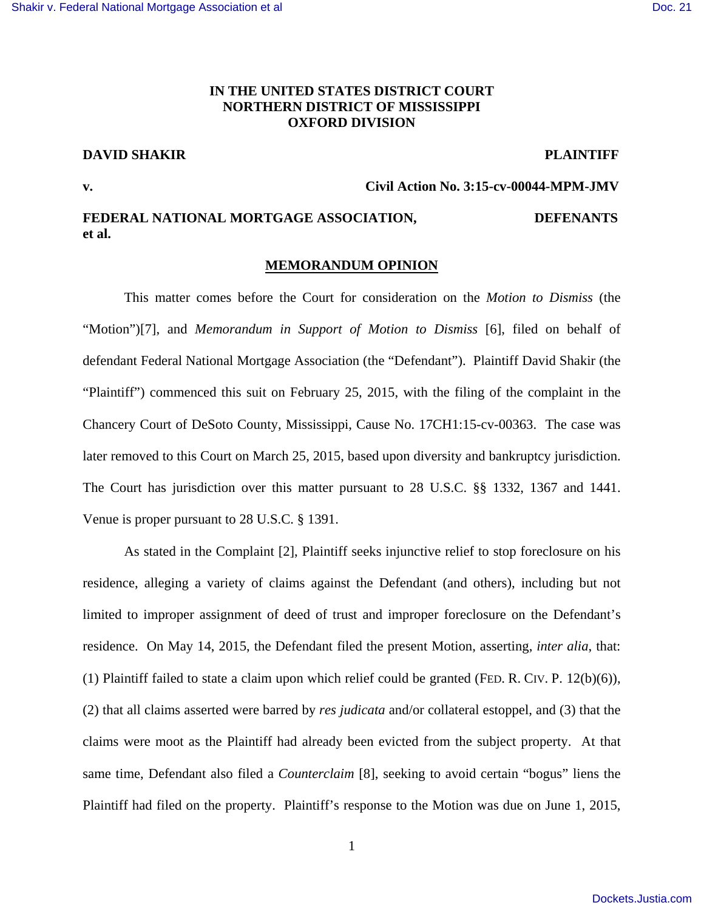**IN THE UNITED STATES DISTRICT COURT**
**NORTHERN DISTRICT OF MISSISSIPPI**
**OXFORD DIVISION**

**DAVID SHAKIR** **PLAINTIFF**

**v.** **Civil Action No. 3:15-cv-00044-MPM-JMV**

**FEDERAL NATIONAL MORTGAGE ASSOCIATION, et al.** **DEFENANTS**

## MEMORANDUM OPINION

This matter comes before the Court for consideration on the *Motion to Dismiss* (the "Motion")[7], and *Memorandum in Support of Motion to Dismiss* [6], filed on behalf of defendant Federal National Mortgage Association (the "Defendant"). Plaintiff David Shakir (the "Plaintiff") commenced this suit on February 25, 2015, with the filing of the complaint in the Chancery Court of DeSoto County, Mississippi, Cause No. 17CH1:15-cv-00363. The case was later removed to this Court on March 25, 2015, based upon diversity and bankruptcy jurisdiction. The Court has jurisdiction over this matter pursuant to 28 U.S.C. §§ 1332, 1367 and 1441. Venue is proper pursuant to 28 U.S.C. § 1391.

As stated in the Complaint [2], Plaintiff seeks injunctive relief to stop foreclosure on his residence, alleging a variety of claims against the Defendant (and others), including but not limited to improper assignment of deed of trust and improper foreclosure on the Defendant's residence. On May 14, 2015, the Defendant filed the present Motion, asserting, *inter alia*, that: (1) Plaintiff failed to state a claim upon which relief could be granted (FED. R. CIV. P. 12(b)(6)), (2) that all claims asserted were barred by *res judicata* and/or collateral estoppel, and (3) that the claims were moot as the Plaintiff had already been evicted from the subject property. At that same time, Defendant also filed a *Counterclaim* [8], seeking to avoid certain "bogus" liens the Plaintiff had filed on the property. Plaintiff's response to the Motion was due on June 1, 2015,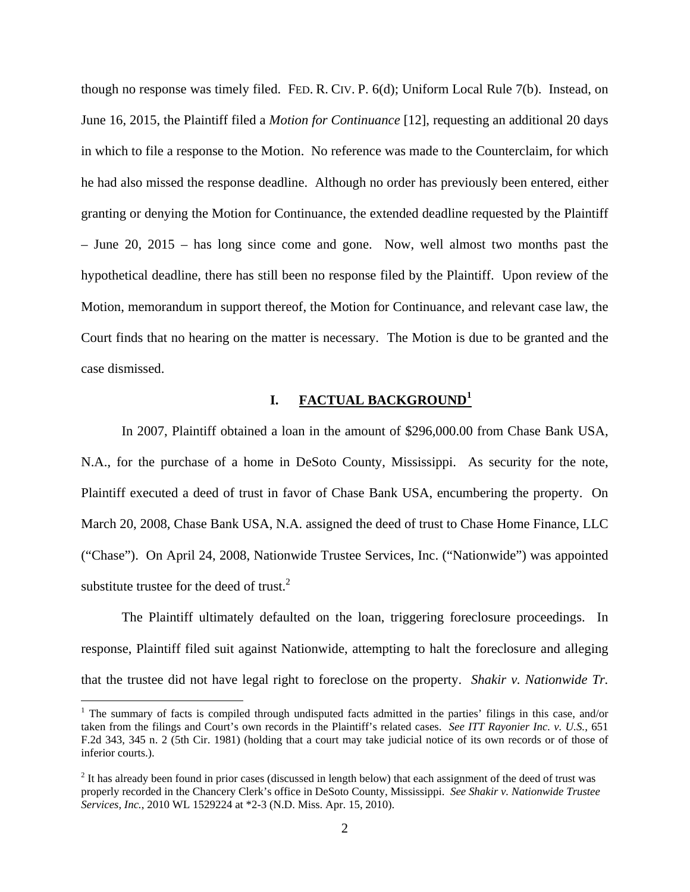though no response was timely filed. FED. R. CIV. P. 6(d); Uniform Local Rule 7(b). Instead, on June 16, 2015, the Plaintiff filed a *Motion for Continuance* [12], requesting an additional 20 days in which to file a response to the Motion. No reference was made to the Counterclaim, for which he had also missed the response deadline. Although no order has previously been entered, either granting or denying the Motion for Continuance, the extended deadline requested by the Plaintiff – June 20, 2015 – has long since come and gone. Now, well almost two months past the hypothetical deadline, there has still been no response filed by the Plaintiff. Upon review of the Motion, memorandum in support thereof, the Motion for Continuance, and relevant case law, the Court finds that no hearing on the matter is necessary. The Motion is due to be granted and the case dismissed.

## I. FACTUAL BACKGROUND[1]

In 2007, Plaintiff obtained a loan in the amount of $296,000.00 from Chase Bank USA, N.A., for the purchase of a home in DeSoto County, Mississippi. As security for the note, Plaintiff executed a deed of trust in favor of Chase Bank USA, encumbering the property. On March 20, 2008, Chase Bank USA, N.A. assigned the deed of trust to Chase Home Finance, LLC ("Chase"). On April 24, 2008, Nationwide Trustee Services, Inc. ("Nationwide") was appointed substitute trustee for the deed of trust.[2]

The Plaintiff ultimately defaulted on the loan, triggering foreclosure proceedings. In response, Plaintiff filed suit against Nationwide, attempting to halt the foreclosure and alleging that the trustee did not have legal right to foreclose on the property. *Shakir v. Nationwide Tr.*

---

[1] The summary of facts is compiled through undisputed facts admitted in the parties' filings in this case, and/or taken from the filings and Court's own records in the Plaintiff's related cases. *See ITT Rayonier Inc. v. U.S.*, 651 F.2d 343, 345 n. 2 (5th Cir. 1981) (holding that a court may take judicial notice of its own records or of those of inferior courts.).

[2] It has already been found in prior cases (discussed in length below) that each assignment of the deed of trust was properly recorded in the Chancery Clerk's office in DeSoto County, Mississippi. *See Shakir v. Nationwide Trustee Services, Inc.*, 2010 WL 1529224 at *2-3 (N.D. Miss. Apr. 15, 2010).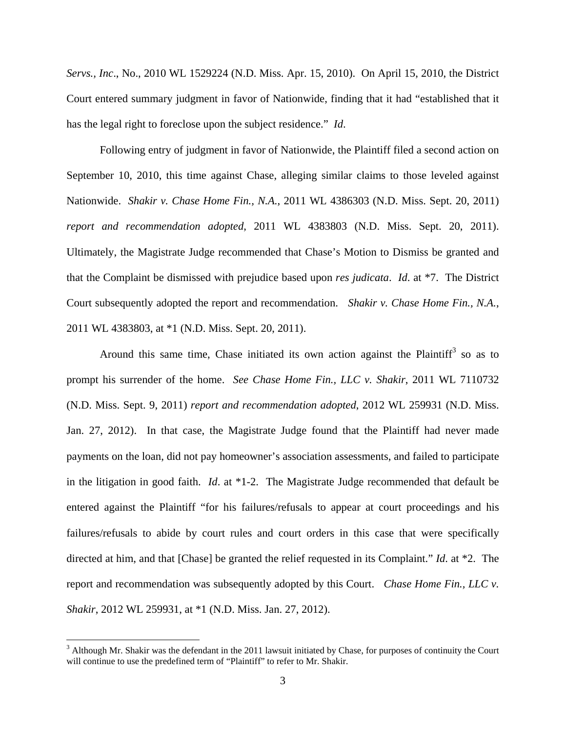*Servs., Inc*., No., 2010 WL 1529224 (N.D. Miss. Apr. 15, 2010). On April 15, 2010, the District Court entered summary judgment in favor of Nationwide, finding that it had "established that it has the legal right to foreclose upon the subject residence." *Id*.

Following entry of judgment in favor of Nationwide, the Plaintiff filed a second action on September 10, 2010, this time against Chase, alleging similar claims to those leveled against Nationwide. *Shakir v. Chase Home Fin., N.A.*, 2011 WL 4386303 (N.D. Miss. Sept. 20, 2011) *report and recommendation adopted*, 2011 WL 4383803 (N.D. Miss. Sept. 20, 2011). Ultimately, the Magistrate Judge recommended that Chase's Motion to Dismiss be granted and that the Complaint be dismissed with prejudice based upon *res judicata*. *Id*. at \*7. The District Court subsequently adopted the report and recommendation. *Shakir v. Chase Home Fin., N.A.*, 2011 WL 4383803, at \*1 (N.D. Miss. Sept. 20, 2011).

Around this same time, Chase initiated its own action against the Plaintiff[3] so as to prompt his surrender of the home. *See Chase Home Fin., LLC v. Shakir*, 2011 WL 7110732 (N.D. Miss. Sept. 9, 2011) *report and recommendation adopted*, 2012 WL 259931 (N.D. Miss. Jan. 27, 2012). In that case, the Magistrate Judge found that the Plaintiff had never made payments on the loan, did not pay homeowner's association assessments, and failed to participate in the litigation in good faith. *Id*. at \*1-2. The Magistrate Judge recommended that default be entered against the Plaintiff "for his failures/refusals to appear at court proceedings and his failures/refusals to abide by court rules and court orders in this case that were specifically directed at him, and that [Chase] be granted the relief requested in its Complaint." *Id*. at \*2. The report and recommendation was subsequently adopted by this Court. *Chase Home Fin., LLC v. Shakir*, 2012 WL 259931, at \*1 (N.D. Miss. Jan. 27, 2012).

---

[3] Although Mr. Shakir was the defendant in the 2011 lawsuit initiated by Chase, for purposes of continuity the Court will continue to use the predefined term of "Plaintiff" to refer to Mr. Shakir.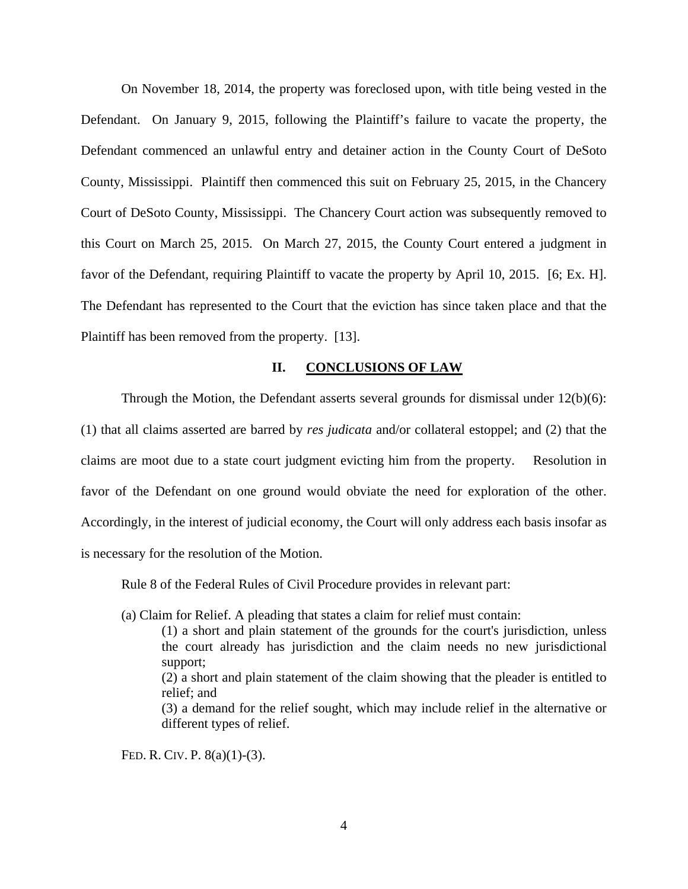On November 18, 2014, the property was foreclosed upon, with title being vested in the Defendant. On January 9, 2015, following the Plaintiff's failure to vacate the property, the Defendant commenced an unlawful entry and detainer action in the County Court of DeSoto County, Mississippi. Plaintiff then commenced this suit on February 25, 2015, in the Chancery Court of DeSoto County, Mississippi. The Chancery Court action was subsequently removed to this Court on March 25, 2015. On March 27, 2015, the County Court entered a judgment in favor of the Defendant, requiring Plaintiff to vacate the property by April 10, 2015. [6; Ex. H]. The Defendant has represented to the Court that the eviction has since taken place and that the Plaintiff has been removed from the property. [13].

## II. CONCLUSIONS OF LAW

Through the Motion, the Defendant asserts several grounds for dismissal under 12(b)(6): (1) that all claims asserted are barred by *res judicata* and/or collateral estoppel; and (2) that the claims are moot due to a state court judgment evicting him from the property. Resolution in favor of the Defendant on one ground would obviate the need for exploration of the other. Accordingly, in the interest of judicial economy, the Court will only address each basis insofar as is necessary for the resolution of the Motion.

Rule 8 of the Federal Rules of Civil Procedure provides in relevant part:

> (a) Claim for Relief. A pleading that states a claim for relief must contain:
>
> (1) a short and plain statement of the grounds for the court's jurisdiction, unless the court already has jurisdiction and the claim needs no new jurisdictional support;
>
> (2) a short and plain statement of the claim showing that the pleader is entitled to relief; and
>
> (3) a demand for the relief sought, which may include relief in the alternative or different types of relief.

FED. R. CIV. P. 8(a)(1)-(3).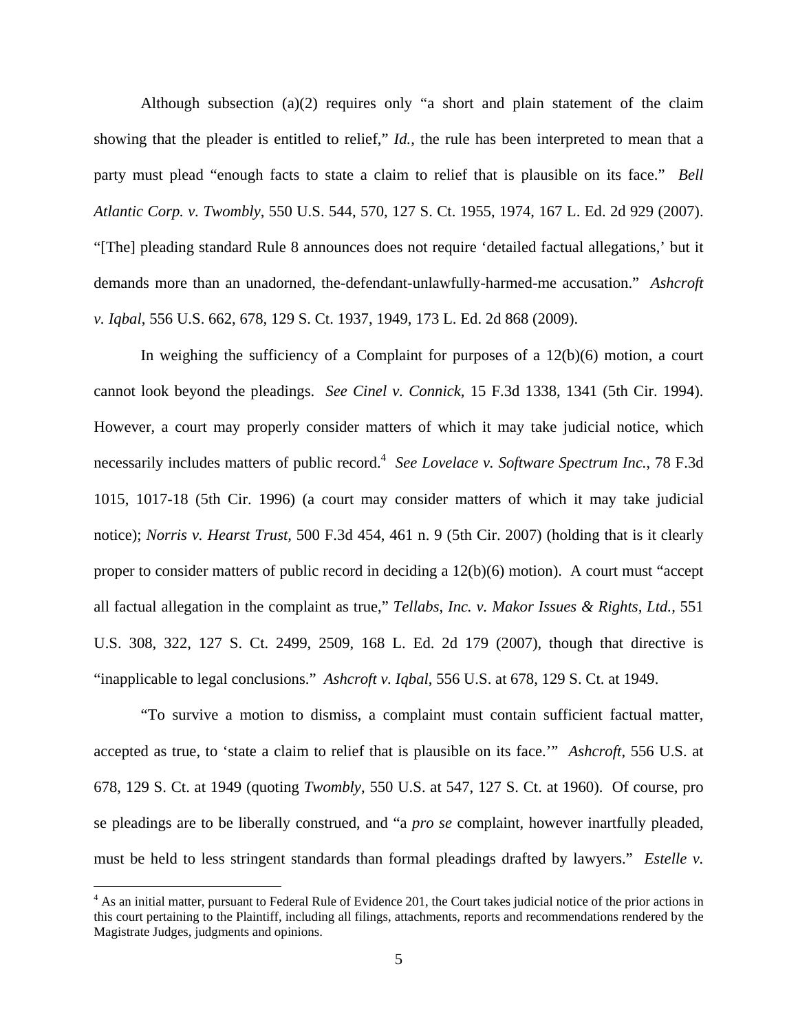Although subsection (a)(2) requires only "a short and plain statement of the claim showing that the pleader is entitled to relief," *Id.*, the rule has been interpreted to mean that a party must plead "enough facts to state a claim to relief that is plausible on its face." *Bell Atlantic Corp. v. Twombly*, 550 U.S. 544, 570, 127 S. Ct. 1955, 1974, 167 L. Ed. 2d 929 (2007). "[The] pleading standard Rule 8 announces does not require 'detailed factual allegations,' but it demands more than an unadorned, the-defendant-unlawfully-harmed-me accusation." *Ashcroft v. Iqbal*, 556 U.S. 662, 678, 129 S. Ct. 1937, 1949, 173 L. Ed. 2d 868 (2009).

In weighing the sufficiency of a Complaint for purposes of a 12(b)(6) motion, a court cannot look beyond the pleadings. *See Cinel v. Connick*, 15 F.3d 1338, 1341 (5th Cir. 1994). However, a court may properly consider matters of which it may take judicial notice, which necessarily includes matters of public record.[4] *See Lovelace v. Software Spectrum Inc.*, 78 F.3d 1015, 1017-18 (5th Cir. 1996) (a court may consider matters of which it may take judicial notice); *Norris v. Hearst Trust*, 500 F.3d 454, 461 n. 9 (5th Cir. 2007) (holding that is it clearly proper to consider matters of public record in deciding a 12(b)(6) motion). A court must "accept all factual allegation in the complaint as true," *Tellabs, Inc. v. Makor Issues & Rights, Ltd.*, 551 U.S. 308, 322, 127 S. Ct. 2499, 2509, 168 L. Ed. 2d 179 (2007), though that directive is "inapplicable to legal conclusions." *Ashcroft v. Iqbal*, 556 U.S. at 678, 129 S. Ct. at 1949.

"To survive a motion to dismiss, a complaint must contain sufficient factual matter, accepted as true, to 'state a claim to relief that is plausible on its face.'" *Ashcroft*, 556 U.S. at 678, 129 S. Ct. at 1949 (quoting *Twombly*, 550 U.S. at 547, 127 S. Ct. at 1960). Of course, pro se pleadings are to be liberally construed, and "a *pro se* complaint, however inartfully pleaded, must be held to less stringent standards than formal pleadings drafted by lawyers." *Estelle v.*

---

[4] As an initial matter, pursuant to Federal Rule of Evidence 201, the Court takes judicial notice of the prior actions in this court pertaining to the Plaintiff, including all filings, attachments, reports and recommendations rendered by the Magistrate Judges, judgments and opinions.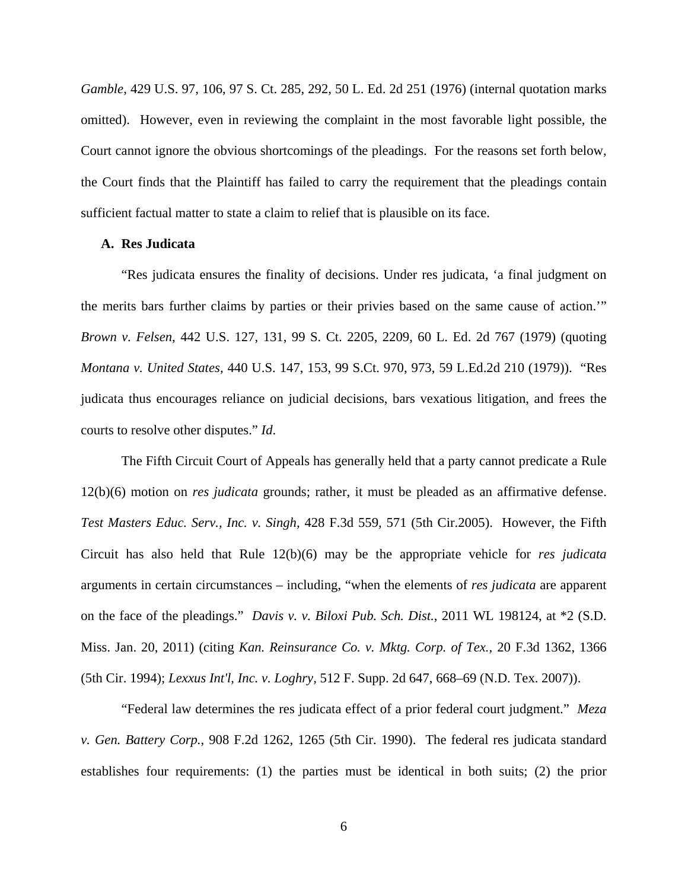*Gamble*, 429 U.S. 97, 106, 97 S. Ct. 285, 292, 50 L. Ed. 2d 251 (1976) (internal quotation marks omitted). However, even in reviewing the complaint in the most favorable light possible, the Court cannot ignore the obvious shortcomings of the pleadings. For the reasons set forth below, the Court finds that the Plaintiff has failed to carry the requirement that the pleadings contain sufficient factual matter to state a claim to relief that is plausible on its face.

**A. Res Judicata**

"Res judicata ensures the finality of decisions. Under res judicata, 'a final judgment on the merits bars further claims by parties or their privies based on the same cause of action.'" *Brown v. Felsen*, 442 U.S. 127, 131, 99 S. Ct. 2205, 2209, 60 L. Ed. 2d 767 (1979) (quoting *Montana v. United States,* 440 U.S. 147, 153, 99 S.Ct. 970, 973, 59 L.Ed.2d 210 (1979)). "Res judicata thus encourages reliance on judicial decisions, bars vexatious litigation, and frees the courts to resolve other disputes." *Id*.

The Fifth Circuit Court of Appeals has generally held that a party cannot predicate a Rule 12(b)(6) motion on *res judicata* grounds; rather, it must be pleaded as an affirmative defense. *Test Masters Educ. Serv., Inc. v. Singh,* 428 F.3d 559, 571 (5th Cir.2005). However, the Fifth Circuit has also held that Rule 12(b)(6) may be the appropriate vehicle for *res judicata* arguments in certain circumstances – including, "when the elements of *res judicata* are apparent on the face of the pleadings." *Davis v. v. Biloxi Pub. Sch. Dist.*, 2011 WL 198124, at *2 (S.D. Miss. Jan. 20, 2011) (citing *Kan. Reinsurance Co. v. Mktg. Corp. of Tex.,* 20 F.3d 1362, 1366 (5th Cir. 1994); *Lexxus Int'l, Inc. v. Loghry,* 512 F. Supp. 2d 647, 668–69 (N.D. Tex. 2007)).

"Federal law determines the res judicata effect of a prior federal court judgment." *Meza v. Gen. Battery Corp.*, 908 F.2d 1262, 1265 (5th Cir. 1990). The federal res judicata standard establishes four requirements: (1) the parties must be identical in both suits; (2) the prior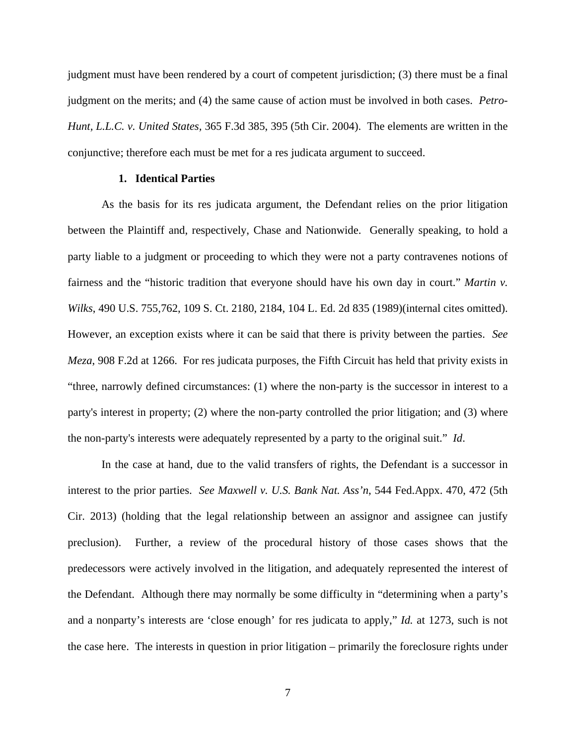judgment must have been rendered by a court of competent jurisdiction; (3) there must be a final judgment on the merits; and (4) the same cause of action must be involved in both cases. *Petro-Hunt, L.L.C. v. United States*, 365 F.3d 385, 395 (5th Cir. 2004). The elements are written in the conjunctive; therefore each must be met for a res judicata argument to succeed.

### 1. Identical Parties

As the basis for its res judicata argument, the Defendant relies on the prior litigation between the Plaintiff and, respectively, Chase and Nationwide. Generally speaking, to hold a party liable to a judgment or proceeding to which they were not a party contravenes notions of fairness and the "historic tradition that everyone should have his own day in court." *Martin v. Wilks*, 490 U.S. 755,762, 109 S. Ct. 2180, 2184, 104 L. Ed. 2d 835 (1989)(internal cites omitted). However, an exception exists where it can be said that there is privity between the parties. *See Meza*, 908 F.2d at 1266. For res judicata purposes, the Fifth Circuit has held that privity exists in "three, narrowly defined circumstances: (1) where the non-party is the successor in interest to a party's interest in property; (2) where the non-party controlled the prior litigation; and (3) where the non-party's interests were adequately represented by a party to the original suit." *Id*.

In the case at hand, due to the valid transfers of rights, the Defendant is a successor in interest to the prior parties. *See Maxwell v. U.S. Bank Nat. Ass'n*, 544 Fed.Appx. 470, 472 (5th Cir. 2013) (holding that the legal relationship between an assignor and assignee can justify preclusion). Further, a review of the procedural history of those cases shows that the predecessors were actively involved in the litigation, and adequately represented the interest of the Defendant. Although there may normally be some difficulty in "determining when a party's and a nonparty's interests are 'close enough' for res judicata to apply," *Id.* at 1273, such is not the case here. The interests in question in prior litigation – primarily the foreclosure rights under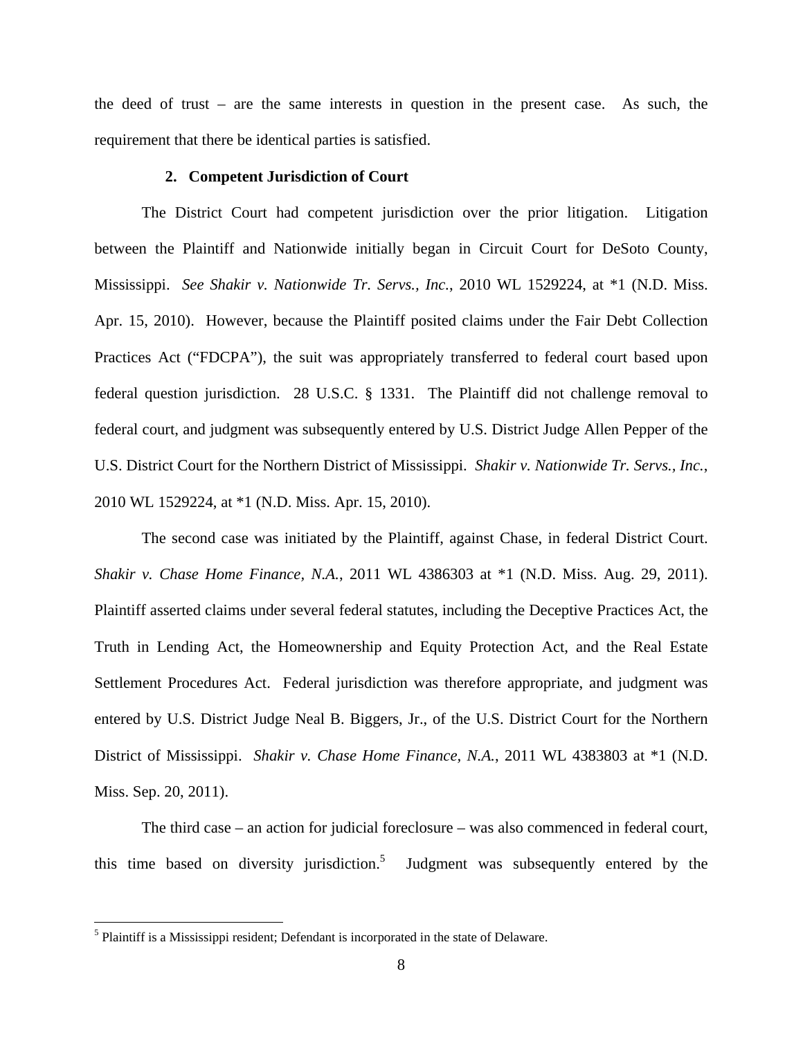the deed of trust – are the same interests in question in the present case. As such, the requirement that there be identical parties is satisfied.

**2. Competent Jurisdiction of Court**

The District Court had competent jurisdiction over the prior litigation. Litigation between the Plaintiff and Nationwide initially began in Circuit Court for DeSoto County, Mississippi. *See Shakir v. Nationwide Tr. Servs., Inc.*, 2010 WL 1529224, at *1 (N.D. Miss. Apr. 15, 2010). However, because the Plaintiff posited claims under the Fair Debt Collection Practices Act ("FDCPA"), the suit was appropriately transferred to federal court based upon federal question jurisdiction. 28 U.S.C. § 1331. The Plaintiff did not challenge removal to federal court, and judgment was subsequently entered by U.S. District Judge Allen Pepper of the U.S. District Court for the Northern District of Mississippi. *Shakir v. Nationwide Tr. Servs., Inc.*, 2010 WL 1529224, at *1 (N.D. Miss. Apr. 15, 2010).

The second case was initiated by the Plaintiff, against Chase, in federal District Court. *Shakir v. Chase Home Finance, N.A.*, 2011 WL 4386303 at *1 (N.D. Miss. Aug. 29, 2011). Plaintiff asserted claims under several federal statutes, including the Deceptive Practices Act, the Truth in Lending Act, the Homeownership and Equity Protection Act, and the Real Estate Settlement Procedures Act. Federal jurisdiction was therefore appropriate, and judgment was entered by U.S. District Judge Neal B. Biggers, Jr., of the U.S. District Court for the Northern District of Mississippi. *Shakir v. Chase Home Finance, N.A.*, 2011 WL 4383803 at *1 (N.D. Miss. Sep. 20, 2011).

The third case – an action for judicial foreclosure – was also commenced in federal court, this time based on diversity jurisdiction.[5] Judgment was subsequently entered by the

[5] Plaintiff is a Mississippi resident; Defendant is incorporated in the state of Delaware.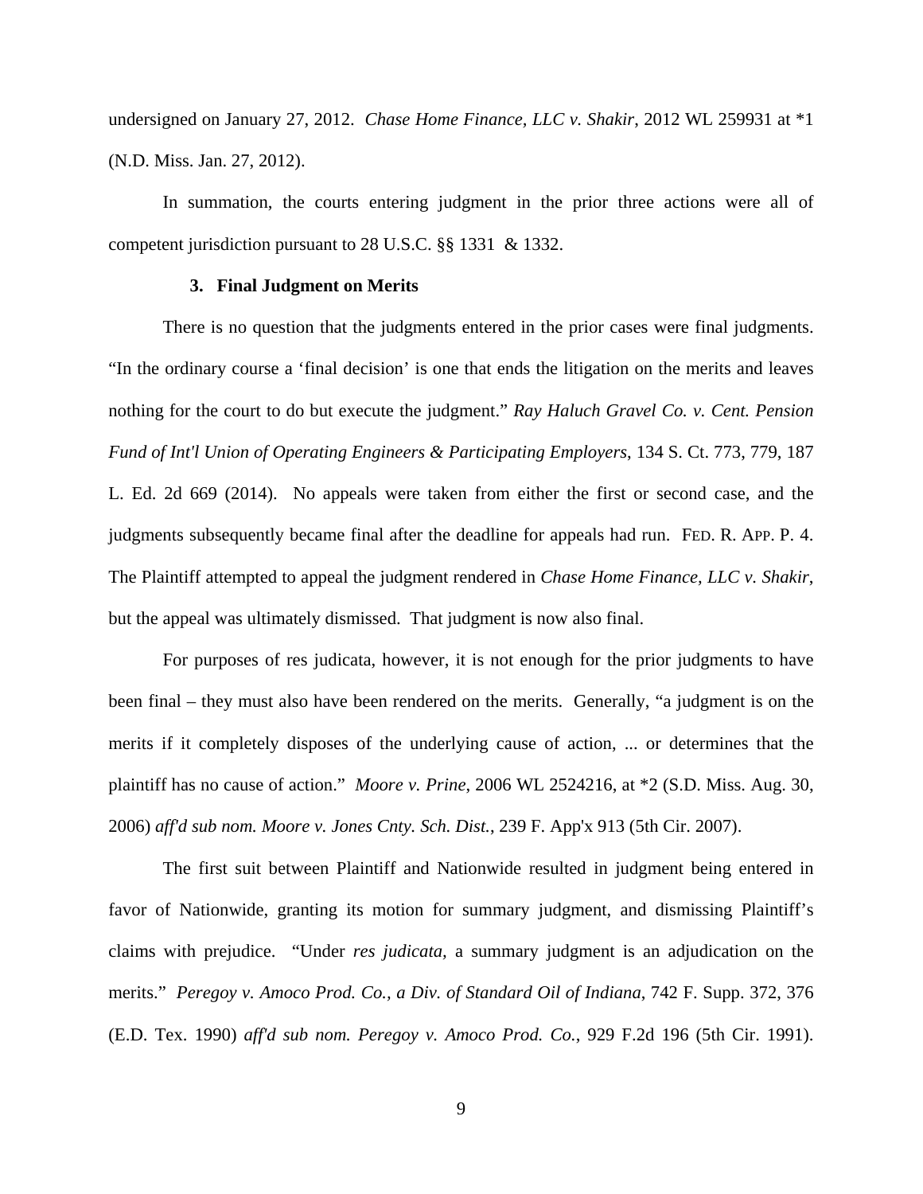undersigned on January 27, 2012. *Chase Home Finance, LLC v. Shakir*, 2012 WL 259931 at *1 (N.D. Miss. Jan. 27, 2012).

In summation, the courts entering judgment in the prior three actions were all of competent jurisdiction pursuant to 28 U.S.C. §§ 1331 & 1332.

### 3. Final Judgment on Merits

There is no question that the judgments entered in the prior cases were final judgments. "In the ordinary course a 'final decision' is one that ends the litigation on the merits and leaves nothing for the court to do but execute the judgment." *Ray Haluch Gravel Co. v. Cent. Pension Fund of Int'l Union of Operating Engineers & Participating Employers*, 134 S. Ct. 773, 779, 187 L. Ed. 2d 669 (2014). No appeals were taken from either the first or second case, and the judgments subsequently became final after the deadline for appeals had run. FED. R. APP. P. 4. The Plaintiff attempted to appeal the judgment rendered in *Chase Home Finance, LLC v. Shakir*, but the appeal was ultimately dismissed. That judgment is now also final.

For purposes of res judicata, however, it is not enough for the prior judgments to have been final – they must also have been rendered on the merits. Generally, "a judgment is on the merits if it completely disposes of the underlying cause of action, ... or determines that the plaintiff has no cause of action." *Moore v. Prine*, 2006 WL 2524216, at *2 (S.D. Miss. Aug. 30, 2006) *aff'd sub nom. Moore v. Jones Cnty. Sch. Dist.*, 239 F. App'x 913 (5th Cir. 2007).

The first suit between Plaintiff and Nationwide resulted in judgment being entered in favor of Nationwide, granting its motion for summary judgment, and dismissing Plaintiff's claims with prejudice. "Under *res judicata*, a summary judgment is an adjudication on the merits." *Peregoy v. Amoco Prod. Co., a Div. of Standard Oil of Indiana*, 742 F. Supp. 372, 376 (E.D. Tex. 1990) *aff'd sub nom. Peregoy v. Amoco Prod. Co.*, 929 F.2d 196 (5th Cir. 1991).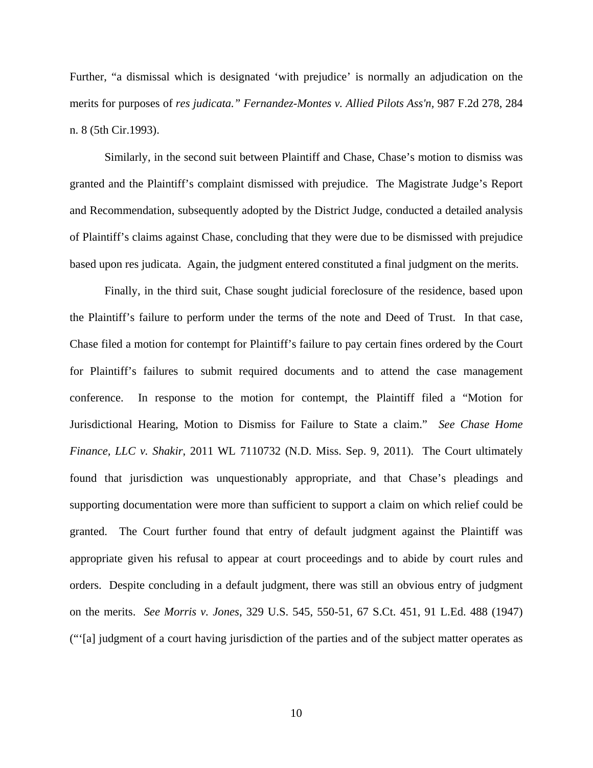Further, "a dismissal which is designated 'with prejudice' is normally an adjudication on the merits for purposes of *res judicata." Fernandez-Montes v. Allied Pilots Ass'n*, 987 F.2d 278, 284 n. 8 (5th Cir.1993).

Similarly, in the second suit between Plaintiff and Chase, Chase's motion to dismiss was granted and the Plaintiff's complaint dismissed with prejudice. The Magistrate Judge's Report and Recommendation, subsequently adopted by the District Judge, conducted a detailed analysis of Plaintiff's claims against Chase, concluding that they were due to be dismissed with prejudice based upon res judicata. Again, the judgment entered constituted a final judgment on the merits.

Finally, in the third suit, Chase sought judicial foreclosure of the residence, based upon the Plaintiff's failure to perform under the terms of the note and Deed of Trust. In that case, Chase filed a motion for contempt for Plaintiff's failure to pay certain fines ordered by the Court for Plaintiff's failures to submit required documents and to attend the case management conference. In response to the motion for contempt, the Plaintiff filed a "Motion for Jurisdictional Hearing, Motion to Dismiss for Failure to State a claim." *See Chase Home Finance, LLC v. Shakir*, 2011 WL 7110732 (N.D. Miss. Sep. 9, 2011). The Court ultimately found that jurisdiction was unquestionably appropriate, and that Chase's pleadings and supporting documentation were more than sufficient to support a claim on which relief could be granted. The Court further found that entry of default judgment against the Plaintiff was appropriate given his refusal to appear at court proceedings and to abide by court rules and orders. Despite concluding in a default judgment, there was still an obvious entry of judgment on the merits. *See Morris v. Jones*, 329 U.S. 545, 550-51, 67 S.Ct. 451, 91 L.Ed. 488 (1947) ("'[a] judgment of a court having jurisdiction of the parties and of the subject matter operates as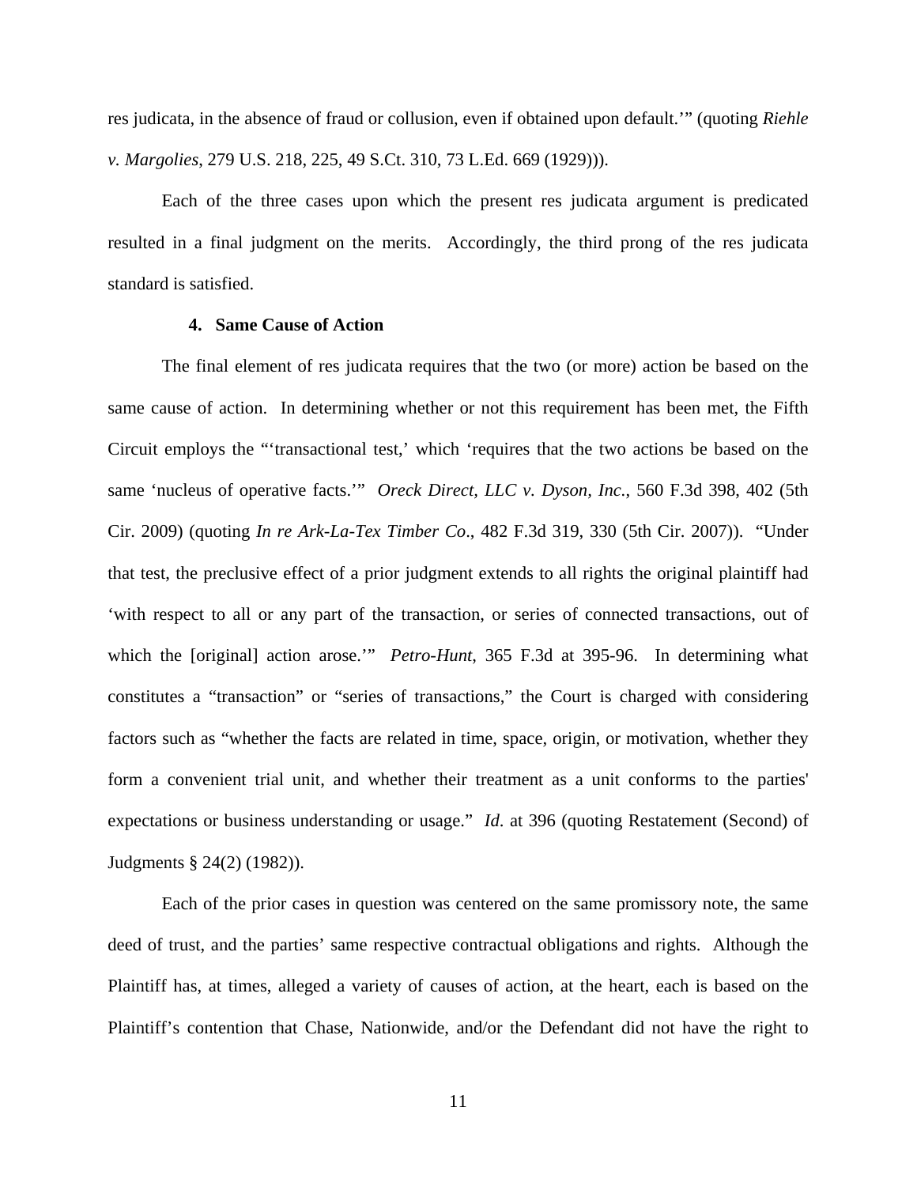res judicata, in the absence of fraud or collusion, even if obtained upon default.'" (quoting *Riehle v. Margolies*, 279 U.S. 218, 225, 49 S.Ct. 310, 73 L.Ed. 669 (1929))).

Each of the three cases upon which the present res judicata argument is predicated resulted in a final judgment on the merits. Accordingly, the third prong of the res judicata standard is satisfied.

**4. Same Cause of Action**

The final element of res judicata requires that the two (or more) action be based on the same cause of action. In determining whether or not this requirement has been met, the Fifth Circuit employs the "'transactional test,' which 'requires that the two actions be based on the same 'nucleus of operative facts.'" *Oreck Direct, LLC v. Dyson, Inc.*, 560 F.3d 398, 402 (5th Cir. 2009) (quoting *In re Ark-La-Tex Timber Co*., 482 F.3d 319, 330 (5th Cir. 2007)). "Under that test, the preclusive effect of a prior judgment extends to all rights the original plaintiff had 'with respect to all or any part of the transaction, or series of connected transactions, out of which the [original] action arose.'" *Petro-Hunt*, 365 F.3d at 395-96. In determining what constitutes a "transaction" or "series of transactions," the Court is charged with considering factors such as "whether the facts are related in time, space, origin, or motivation, whether they form a convenient trial unit, and whether their treatment as a unit conforms to the parties' expectations or business understanding or usage." *Id*. at 396 (quoting Restatement (Second) of Judgments § 24(2) (1982)).

Each of the prior cases in question was centered on the same promissory note, the same deed of trust, and the parties' same respective contractual obligations and rights. Although the Plaintiff has, at times, alleged a variety of causes of action, at the heart, each is based on the Plaintiff's contention that Chase, Nationwide, and/or the Defendant did not have the right to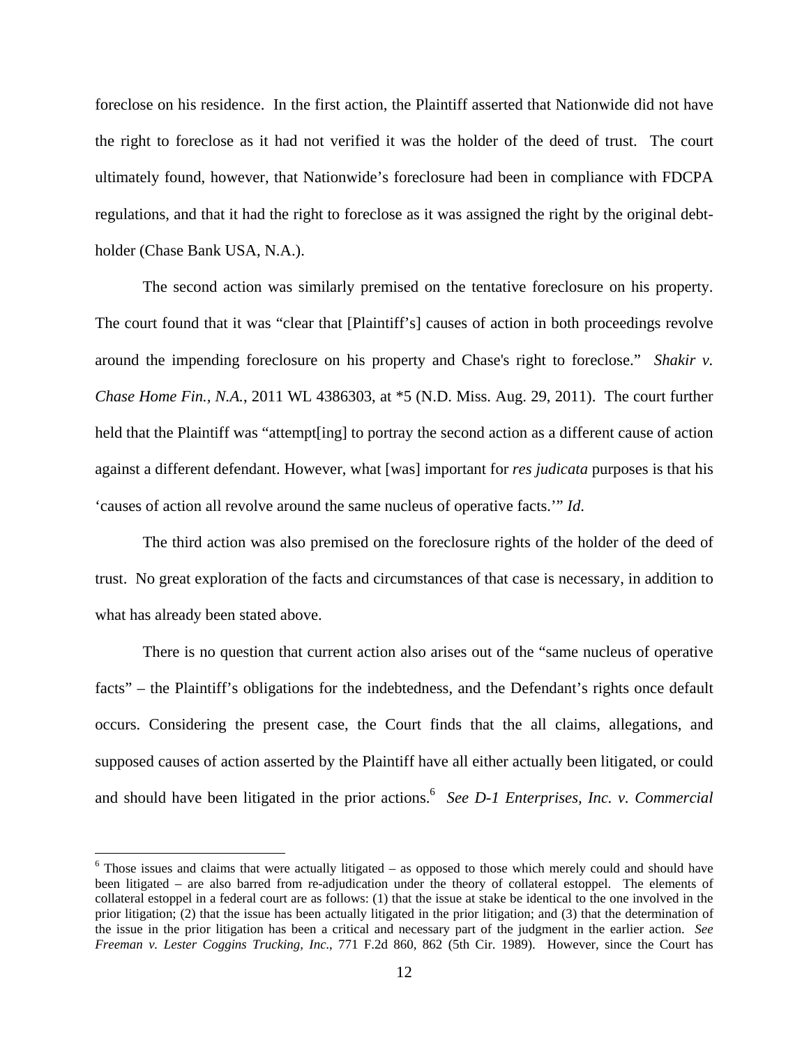foreclose on his residence. In the first action, the Plaintiff asserted that Nationwide did not have the right to foreclose as it had not verified it was the holder of the deed of trust. The court ultimately found, however, that Nationwide's foreclosure had been in compliance with FDCPA regulations, and that it had the right to foreclose as it was assigned the right by the original debt-holder (Chase Bank USA, N.A.).

The second action was similarly premised on the tentative foreclosure on his property. The court found that it was "clear that [Plaintiff's] causes of action in both proceedings revolve around the impending foreclosure on his property and Chase's right to foreclose." *Shakir v. Chase Home Fin., N.A.*, 2011 WL 4386303, at *5 (N.D. Miss. Aug. 29, 2011). The court further held that the Plaintiff was "attempt[ing] to portray the second action as a different cause of action against a different defendant. However, what [was] important for *res judicata* purposes is that his 'causes of action all revolve around the same nucleus of operative facts.'" *Id*.

The third action was also premised on the foreclosure rights of the holder of the deed of trust. No great exploration of the facts and circumstances of that case is necessary, in addition to what has already been stated above.

There is no question that current action also arises out of the "same nucleus of operative facts" – the Plaintiff's obligations for the indebtedness, and the Defendant's rights once default occurs. Considering the present case, the Court finds that the all claims, allegations, and supposed causes of action asserted by the Plaintiff have all either actually been litigated, or could and should have been litigated in the prior actions.[6] *See D-1 Enterprises, Inc. v. Commercial*

[6] Those issues and claims that were actually litigated – as opposed to those which merely could and should have been litigated – are also barred from re-adjudication under the theory of collateral estoppel. The elements of collateral estoppel in a federal court are as follows: (1) that the issue at stake be identical to the one involved in the prior litigation; (2) that the issue has been actually litigated in the prior litigation; and (3) that the determination of the issue in the prior litigation has been a critical and necessary part of the judgment in the earlier action. *See Freeman v. Lester Coggins Trucking, Inc*., 771 F.2d 860, 862 (5th Cir. 1989). However, since the Court has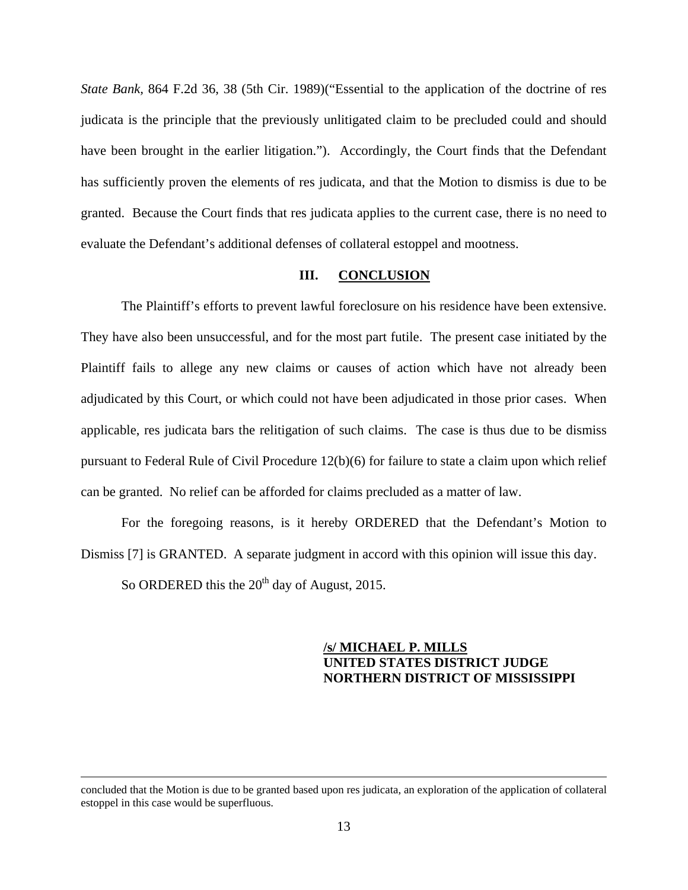*State Bank*, 864 F.2d 36, 38 (5th Cir. 1989)("Essential to the application of the doctrine of res judicata is the principle that the previously unlitigated claim to be precluded could and should have been brought in the earlier litigation."). Accordingly, the Court finds that the Defendant has sufficiently proven the elements of res judicata, and that the Motion to dismiss is due to be granted. Because the Court finds that res judicata applies to the current case, there is no need to evaluate the Defendant's additional defenses of collateral estoppel and mootness.

## III. CONCLUSION

The Plaintiff's efforts to prevent lawful foreclosure on his residence have been extensive. They have also been unsuccessful, and for the most part futile. The present case initiated by the Plaintiff fails to allege any new claims or causes of action which have not already been adjudicated by this Court, or which could not have been adjudicated in those prior cases. When applicable, res judicata bars the relitigation of such claims. The case is thus due to be dismiss pursuant to Federal Rule of Civil Procedure 12(b)(6) for failure to state a claim upon which relief can be granted. No relief can be afforded for claims precluded as a matter of law.

For the foregoing reasons, is it hereby ORDERED that the Defendant's Motion to Dismiss [7] is GRANTED. A separate judgment in accord with this opinion will issue this day.

So ORDERED this the 20th day of August, 2015.

**/s/ MICHAEL P. MILLS**
**UNITED STATES DISTRICT JUDGE**
**NORTHERN DISTRICT OF MISSISSIPPI**

---

concluded that the Motion is due to be granted based upon res judicata, an exploration of the application of collateral estoppel in this case would be superfluous.